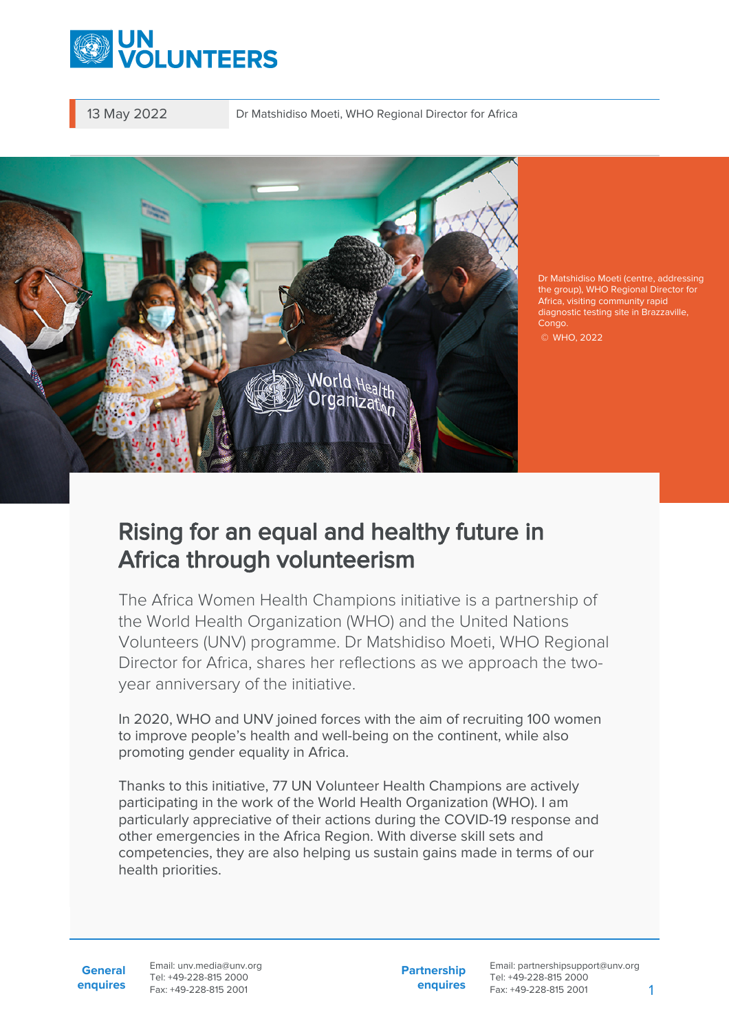13 May 2022

Dr Matshidiso Moeti, WHO Regional Director for Africa

Dr Matshidiso Moeti (centre, addressing the group), WHO Regional Director for Africa, visiting community rapid diagnostic testing site in Brazzaville, Congo.

© WHO, 2022

# Rising for an equal and healthy future in Africa through volunteerism

The Africa Women Health Champions initiative is a partnership of the World Health Organization (WHO) and the United Nations Volunteers (UNV) programme. Dr Matshidiso Moeti, WHO Regional Director for Africa, shares her reflections as we approach the two-year anniversary of the initiative.

In 2020, WHO and UNV joined forces with the aim of recruiting 100 women to improve people's health and well-being on the continent, while also promoting gender equality in Africa.

Thanks to this initiative, 77 UN Volunteer Health Champions are actively participating in the work of the World Health Organization (WHO). I am particularly appreciative of their actions during the COVID-19 response and other emergencies in the Africa Region. With diverse skill sets and competencies, they are also helping us sustain gains made in terms of our health priorities.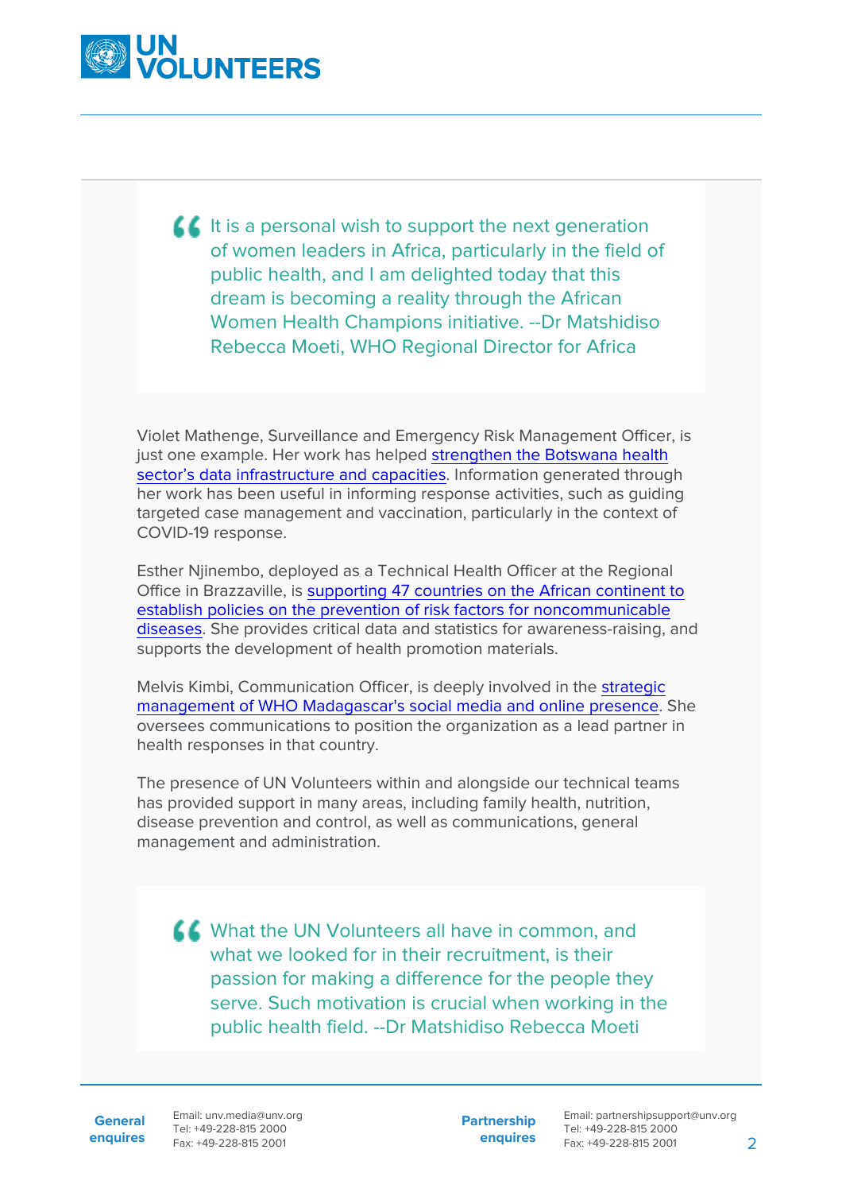> It is a personal wish to support the next generation of women leaders in Africa, particularly in the field of public health, and I am delighted today that this dream is becoming a reality through the African Women Health Champions initiative. --Dr Matshidiso Rebecca Moeti, WHO Regional Director for Africa

Violet Mathenge, Surveillance and Emergency Risk Management Officer, is just one example. Her work has helped strengthen the Botswana health sector's data infrastructure and capacities. Information generated through her work has been useful in informing response activities, such as guiding targeted case management and vaccination, particularly in the context of COVID-19 response.

Esther Njinembo, deployed as a Technical Health Officer at the Regional Office in Brazzaville, is supporting 47 countries on the African continent to establish policies on the prevention of risk factors for noncommunicable diseases. She provides critical data and statistics for awareness-raising, and supports the development of health promotion materials.

Melvis Kimbi, Communication Officer, is deeply involved in the strategic management of WHO Madagascar's social media and online presence. She oversees communications to position the organization as a lead partner in health responses in that country.

The presence of UN Volunteers within and alongside our technical teams has provided support in many areas, including family health, nutrition, disease prevention and control, as well as communications, general management and administration.

> What the UN Volunteers all have in common, and what we looked for in their recruitment, is their passion for making a difference for the people they serve. Such motivation is crucial when working in the public health field. --Dr Matshidiso Rebecca Moeti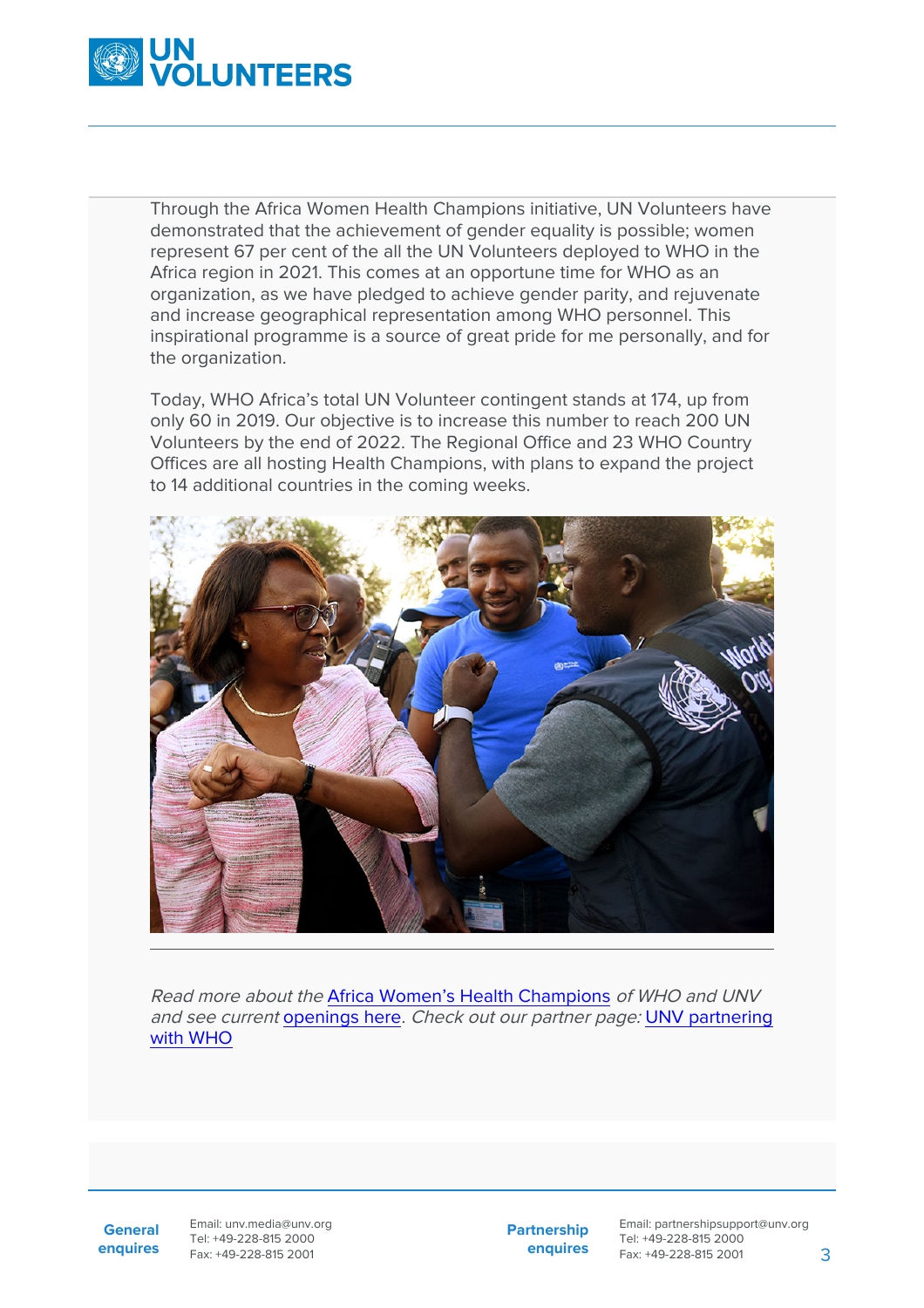Through the Africa Women Health Champions initiative, UN Volunteers have demonstrated that the achievement of gender equality is possible; women represent 67 per cent of the all the UN Volunteers deployed to WHO in the Africa region in 2021. This comes at an opportune time for WHO as an organization, as we have pledged to achieve gender parity, and rejuvenate and increase geographical representation among WHO personnel. This inspirational programme is a source of great pride for me personally, and for the organization.

Today, WHO Africa's total UN Volunteer contingent stands at 174, up from only 60 in 2019. Our objective is to increase this number to reach 200 UN Volunteers by the end of 2022. The Regional Office and 23 WHO Country Offices are all hosting Health Champions, with plans to expand the project to 14 additional countries in the coming weeks.

*Read more about the* Africa Women's Health Champions *of WHO and UNV and see current* openings here*. Check out our partner page:* UNV partnering with WHO

**General enquires** Email: unv.media@unv.org Tel: +49-228-815 2000 Fax: +49-228-815 2001

**Partnership enquires** Email: partnershipsupport@unv.org Tel: +49-228-815 2000 Fax: +49-228-815 2001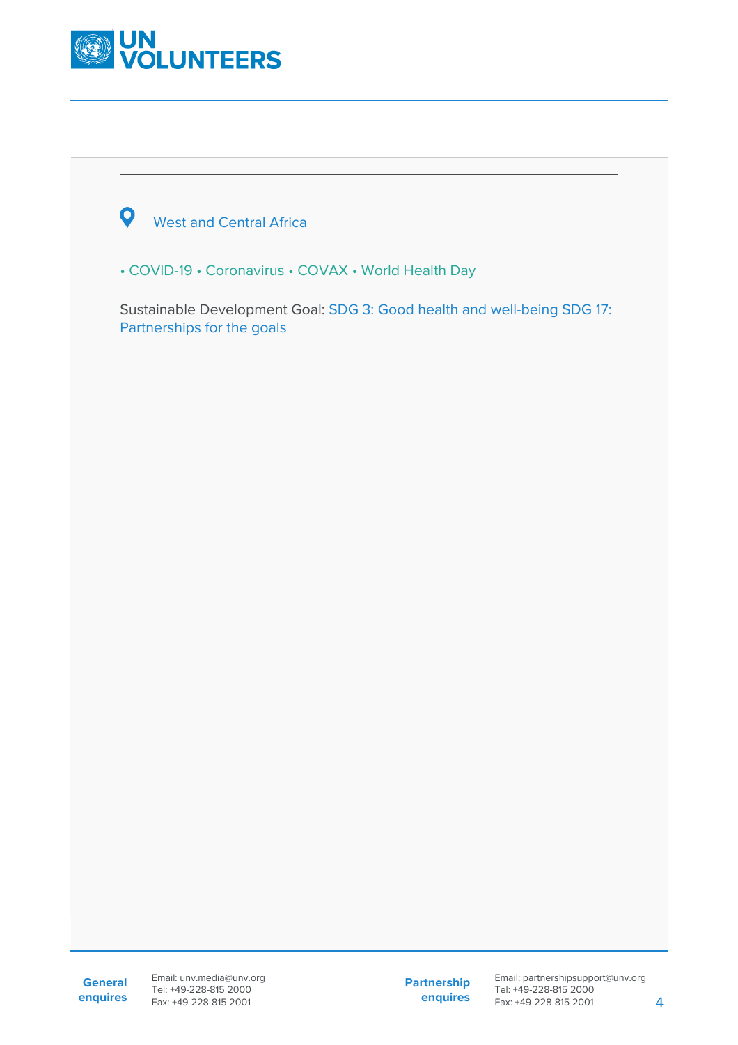West and Central Africa

• COVID-19 • Coronavirus • COVAX • World Health Day

Sustainable Development Goal: SDG 3: Good health and well-being SDG 17: Partnerships for the goals

**General enquires**

Email: unv.media@unv.org
Tel: +49-228-815 2000
Fax: +49-228-815 2001

**Partnership enquires**

Email: partnershipsupport@unv.org
Tel: +49-228-815 2000
Fax: +49-228-815 2001